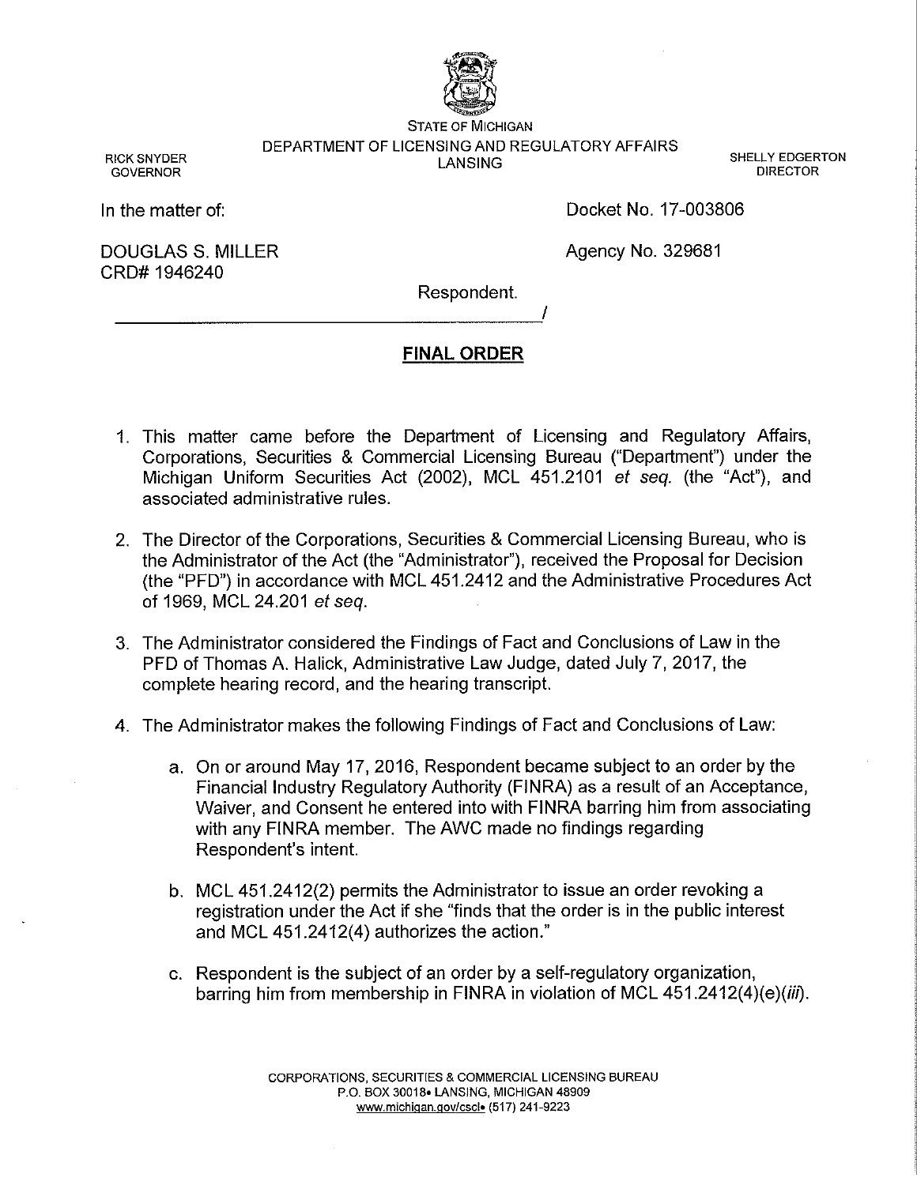STATE OF MICHIGAN
DEPARTMENT OF LICENSING AND REGULATORY AFFAIRS
LANSING

RICK SNYDER
GOVERNOR

SHELLY EDGERTON
DIRECTOR

In the matter of:

DOUGLAS S. MILLER
CRD# 1946240

Respondent.

Docket No. 17-003806

Agency No. 329681

## FINAL ORDER

1. This matter came before the Department of Licensing and Regulatory Affairs, Corporations, Securities & Commercial Licensing Bureau ("Department") under the Michigan Uniform Securities Act (2002), MCL 451.2101 *et seq.* (the "Act"), and associated administrative rules.

2. The Director of the Corporations, Securities & Commercial Licensing Bureau, who is the Administrator of the Act (the "Administrator"), received the Proposal for Decision (the "PFD") in accordance with MCL 451.2412 and the Administrative Procedures Act of 1969, MCL 24.201 *et seq.*

3. The Administrator considered the Findings of Fact and Conclusions of Law in the PFD of Thomas A. Halick, Administrative Law Judge, dated July 7, 2017, the complete hearing record, and the hearing transcript.

4. The Administrator makes the following Findings of Fact and Conclusions of Law:

   a. On or around May 17, 2016, Respondent became subject to an order by the Financial Industry Regulatory Authority (FINRA) as a result of an Acceptance, Waiver, and Consent he entered into with FINRA barring him from associating with any FINRA member. The AWC made no findings regarding Respondent's intent.

   b. MCL 451.2412(2) permits the Administrator to issue an order revoking a registration under the Act if she "finds that the order is in the public interest and MCL 451.2412(4) authorizes the action."

   c. Respondent is the subject of an order by a self-regulatory organization, barring him from membership in FINRA in violation of MCL 451.2412(4)(e)(*iii*).

CORPORATIONS, SECURITIES & COMMERCIAL LICENSING BUREAU
P.O. BOX 30018• LANSING, MICHIGAN 48909
www.michigan.gov/cscl• (517) 241-9223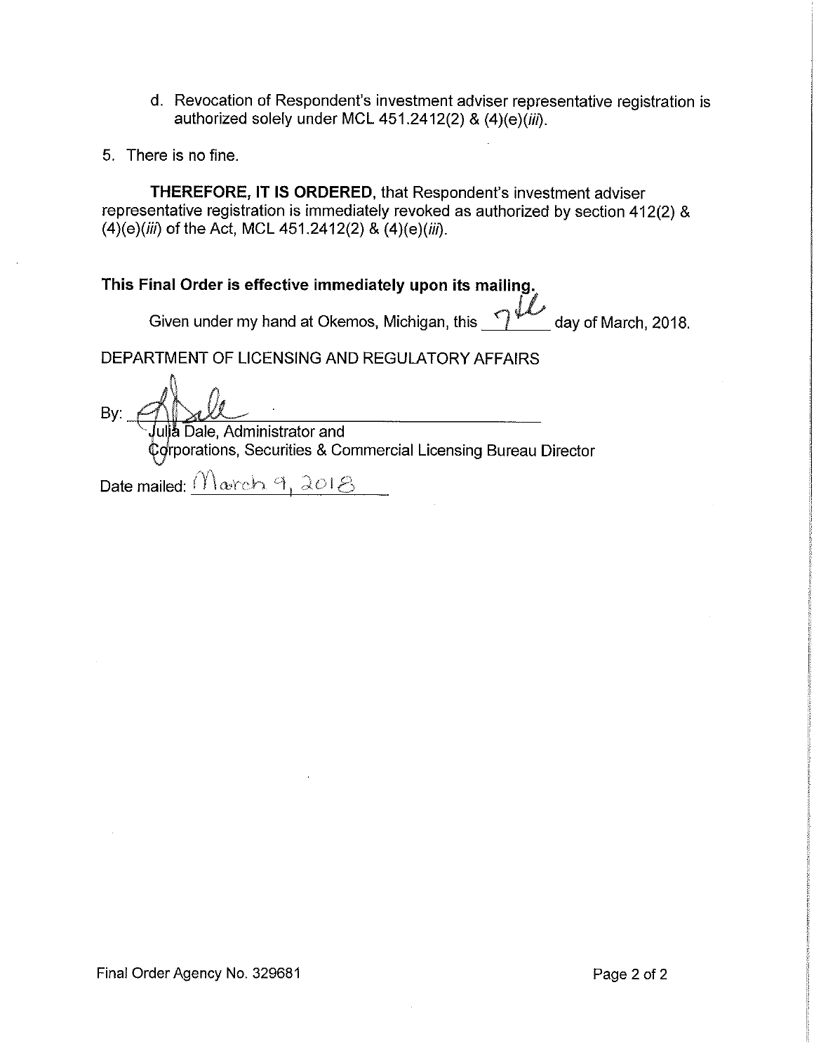d. Revocation of Respondent's investment adviser representative registration is authorized solely under MCL 451.2412(2) & (4)(e)(*iii*).

5. There is no fine.

**THEREFORE, IT IS ORDERED**, that Respondent's investment adviser representative registration is immediately revoked as authorized by section 412(2) & (4)(e)(*iii*) of the Act, MCL 451.2412(2) & (4)(e)(*iii*).

**This Final Order is effective immediately upon its mailing.**

Given under my hand at Okemos, Michigan, this 7th day of March, 2018.

DEPARTMENT OF LICENSING AND REGULATORY AFFAIRS

By: ______________________________
Julia Dale, Administrator and
Corporations, Securities & Commercial Licensing Bureau Director

Date mailed: March 9, 2018

Final Order Agency No. 329681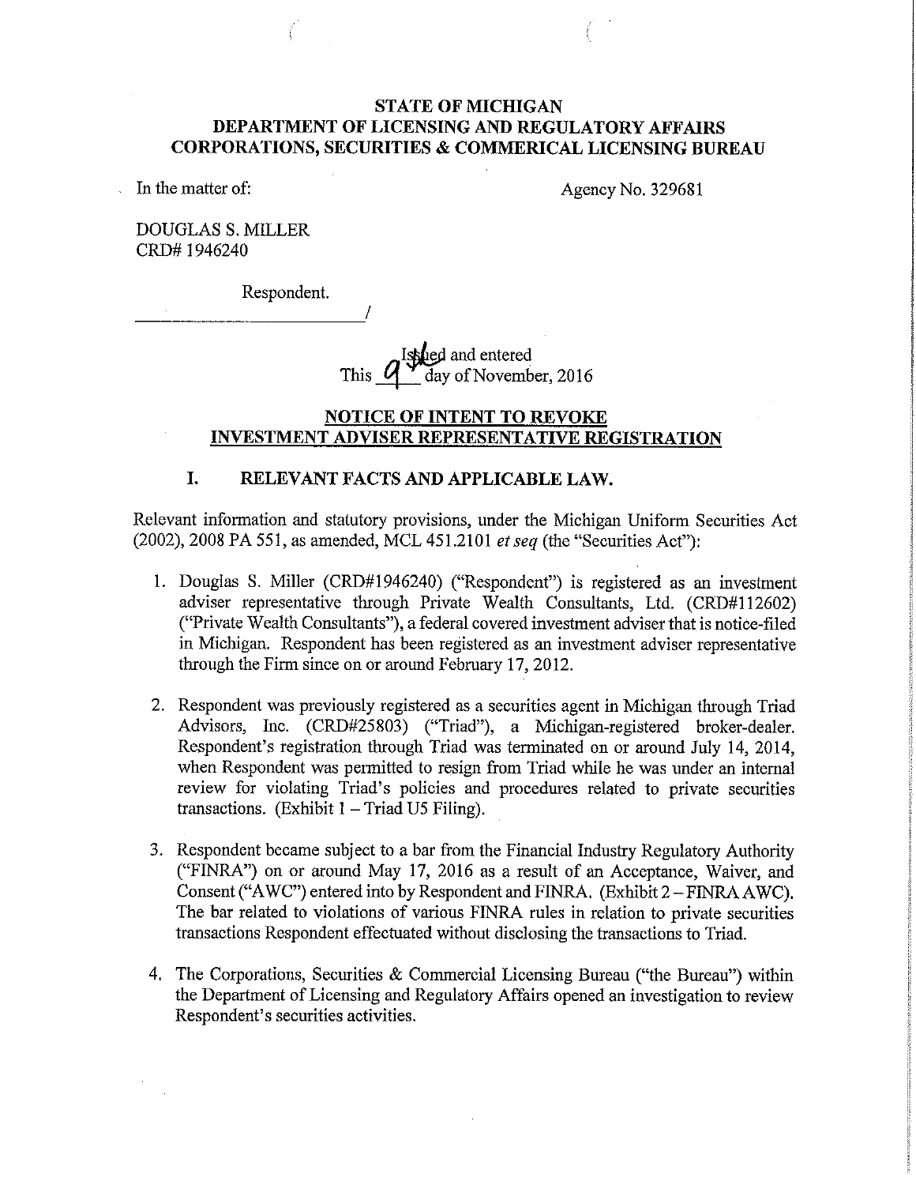**STATE OF MICHIGAN**
**DEPARTMENT OF LICENSING AND REGULATORY AFFAIRS**
**CORPORATIONS, SECURITIES & COMMERICAL LICENSING BUREAU**

In the matter of:

Agency No. 329681

DOUGLAS S. MILLER
CRD# 1946240

Respondent.
______________________________/

Issued and entered
This 9th day of November, 2016

## NOTICE OF INTENT TO REVOKE INVESTMENT ADVISER REPRESENTATIVE REGISTRATION

### I. RELEVANT FACTS AND APPLICABLE LAW.

Relevant information and statutory provisions, under the Michigan Uniform Securities Act (2002), 2008 PA 551, as amended, MCL 451.2101 *et seq* (the "Securities Act"):

1. Douglas S. Miller (CRD#1946240) ("Respondent") is registered as an investment adviser representative through Private Wealth Consultants, Ltd. (CRD#112602) ("Private Wealth Consultants"), a federal covered investment adviser that is notice-filed in Michigan. Respondent has been registered as an investment adviser representative through the Firm since on or around February 17, 2012.

2. Respondent was previously registered as a securities agent in Michigan through Triad Advisors, Inc. (CRD#25803) ("Triad"), a Michigan-registered broker-dealer. Respondent's registration through Triad was terminated on or around July 14, 2014, when Respondent was permitted to resign from Triad while he was under an internal review for violating Triad's policies and procedures related to private securities transactions. (Exhibit 1 – Triad U5 Filing).

3. Respondent became subject to a bar from the Financial Industry Regulatory Authority ("FINRA") on or around May 17, 2016 as a result of an Acceptance, Waiver, and Consent ("AWC") entered into by Respondent and FINRA. (Exhibit 2 – FINRA AWC). The bar related to violations of various FINRA rules in relation to private securities transactions Respondent effectuated without disclosing the transactions to Triad.

4. The Corporations, Securities & Commercial Licensing Bureau ("the Bureau") within the Department of Licensing and Regulatory Affairs opened an investigation to review Respondent's securities activities.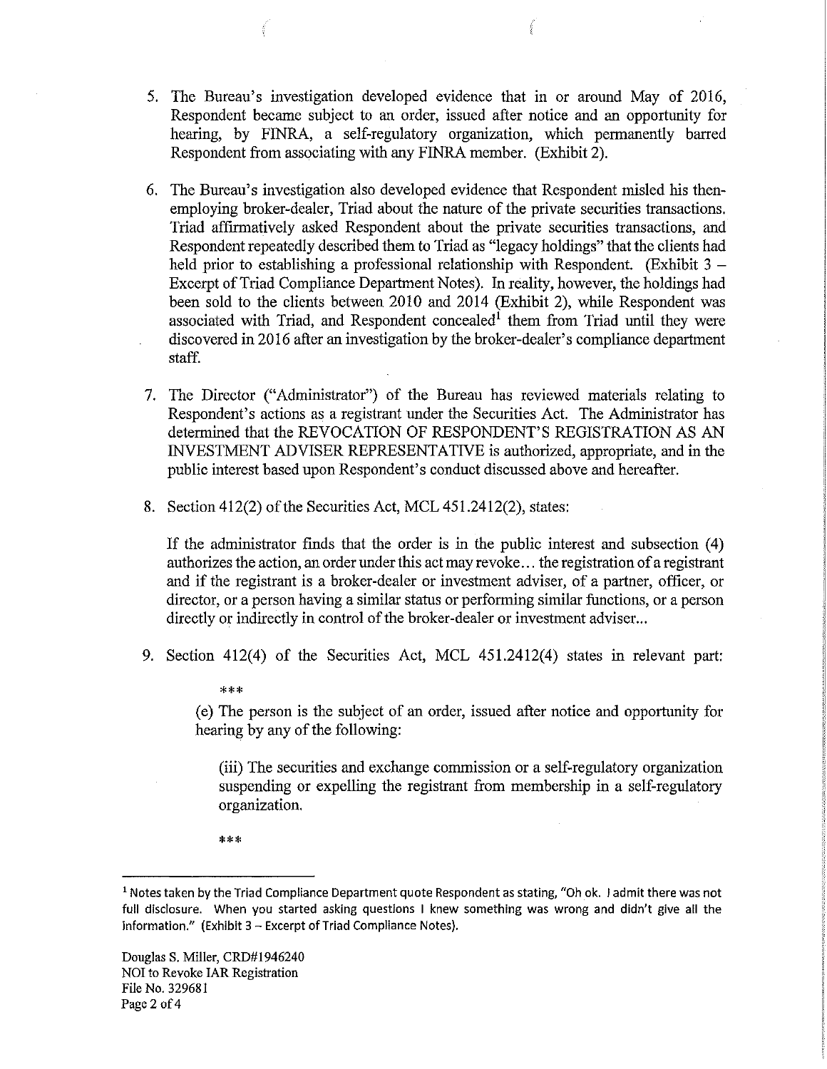5. The Bureau's investigation developed evidence that in or around May of 2016, Respondent became subject to an order, issued after notice and an opportunity for hearing, by FINRA, a self-regulatory organization, which permanently barred Respondent from associating with any FINRA member. (Exhibit 2).

6. The Bureau's investigation also developed evidence that Respondent misled his then-employing broker-dealer, Triad about the nature of the private securities transactions. Triad affirmatively asked Respondent about the private securities transactions, and Respondent repeatedly described them to Triad as "legacy holdings" that the clients had held prior to establishing a professional relationship with Respondent. (Exhibit 3 – Excerpt of Triad Compliance Department Notes). In reality, however, the holdings had been sold to the clients between 2010 and 2014 (Exhibit 2), while Respondent was associated with Triad, and Respondent concealed[1] them from Triad until they were discovered in 2016 after an investigation by the broker-dealer's compliance department staff.

7. The Director ("Administrator") of the Bureau has reviewed materials relating to Respondent's actions as a registrant under the Securities Act. The Administrator has determined that the REVOCATION OF RESPONDENT'S REGISTRATION AS AN INVESTMENT ADVISER REPRESENTATIVE is authorized, appropriate, and in the public interest based upon Respondent's conduct discussed above and hereafter.

8. Section 412(2) of the Securities Act, MCL 451.2412(2), states:

   If the administrator finds that the order is in the public interest and subsection (4) authorizes the action, an order under this act may revoke… the registration of a registrant and if the registrant is a broker-dealer or investment adviser, of a partner, officer, or director, or a person having a similar status or performing similar functions, or a person directly or indirectly in control of the broker-dealer or investment adviser...

9. Section 412(4) of the Securities Act, MCL 451.2412(4) states in relevant part:

   ***

   (e) The person is the subject of an order, issued after notice and opportunity for hearing by any of the following:

   (iii) The securities and exchange commission or a self-regulatory organization suspending or expelling the registrant from membership in a self-regulatory organization.

   ***

---

[1] Notes taken by the Triad Compliance Department quote Respondent as stating, "Oh ok. I admit there was not full disclosure. When you started asking questions I knew something was wrong and didn't give all the information." (Exhibit 3 – Excerpt of Triad Compliance Notes).

Douglas S. Miller, CRD#1946240
NOI to Revoke IAR Registration
File No. 329681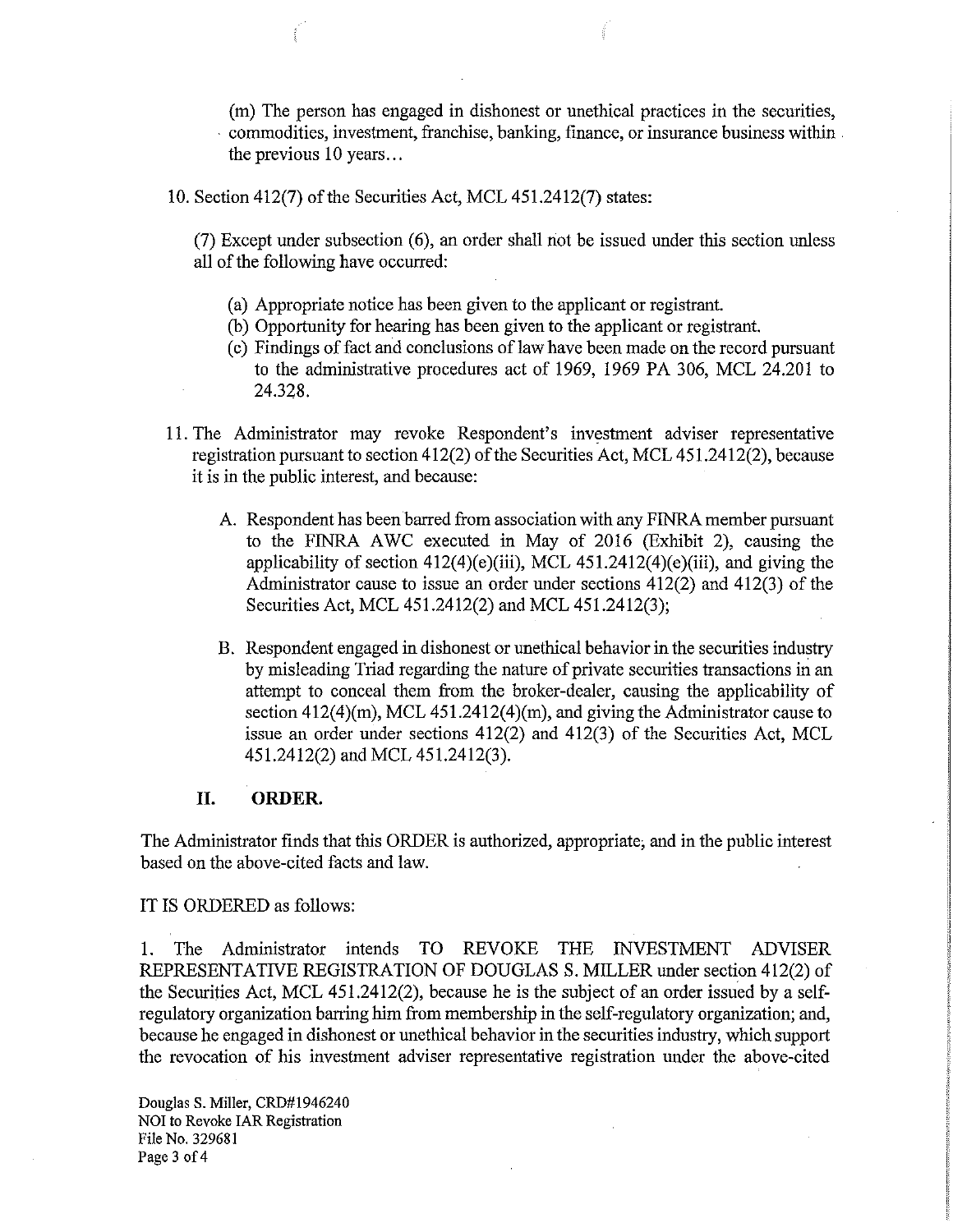(m) The person has engaged in dishonest or unethical practices in the securities, commodities, investment, franchise, banking, finance, or insurance business within the previous 10 years...

10. Section 412(7) of the Securities Act, MCL 451.2412(7) states:

    (7) Except under subsection (6), an order shall not be issued under this section unless all of the following have occurred:

    (a) Appropriate notice has been given to the applicant or registrant.
    (b) Opportunity for hearing has been given to the applicant or registrant.
    (c) Findings of fact and conclusions of law have been made on the record pursuant to the administrative procedures act of 1969, 1969 PA 306, MCL 24.201 to 24.328.

11. The Administrator may revoke Respondent's investment adviser representative registration pursuant to section 412(2) of the Securities Act, MCL 451.2412(2), because it is in the public interest, and because:

    A. Respondent has been barred from association with any FINRA member pursuant to the FINRA AWC executed in May of 2016 (Exhibit 2), causing the applicability of section 412(4)(e)(iii), MCL 451.2412(4)(e)(iii), and giving the Administrator cause to issue an order under sections 412(2) and 412(3) of the Securities Act, MCL 451.2412(2) and MCL 451.2412(3);

    B. Respondent engaged in dishonest or unethical behavior in the securities industry by misleading Triad regarding the nature of private securities transactions in an attempt to conceal them from the broker-dealer, causing the applicability of section 412(4)(m), MCL 451.2412(4)(m), and giving the Administrator cause to issue an order under sections 412(2) and 412(3) of the Securities Act, MCL 451.2412(2) and MCL 451.2412(3).

## II. ORDER.

The Administrator finds that this ORDER is authorized, appropriate, and in the public interest based on the above-cited facts and law.

IT IS ORDERED as follows:

1. The Administrator intends TO REVOKE THE INVESTMENT ADVISER REPRESENTATIVE REGISTRATION OF DOUGLAS S. MILLER under section 412(2) of the Securities Act, MCL 451.2412(2), because he is the subject of an order issued by a self-regulatory organization barring him from membership in the self-regulatory organization; and, because he engaged in dishonest or unethical behavior in the securities industry, which support the revocation of his investment adviser representative registration under the above-cited

Douglas S. Miller, CRD#1946240
NOI to Revoke IAR Registration
File No. 329681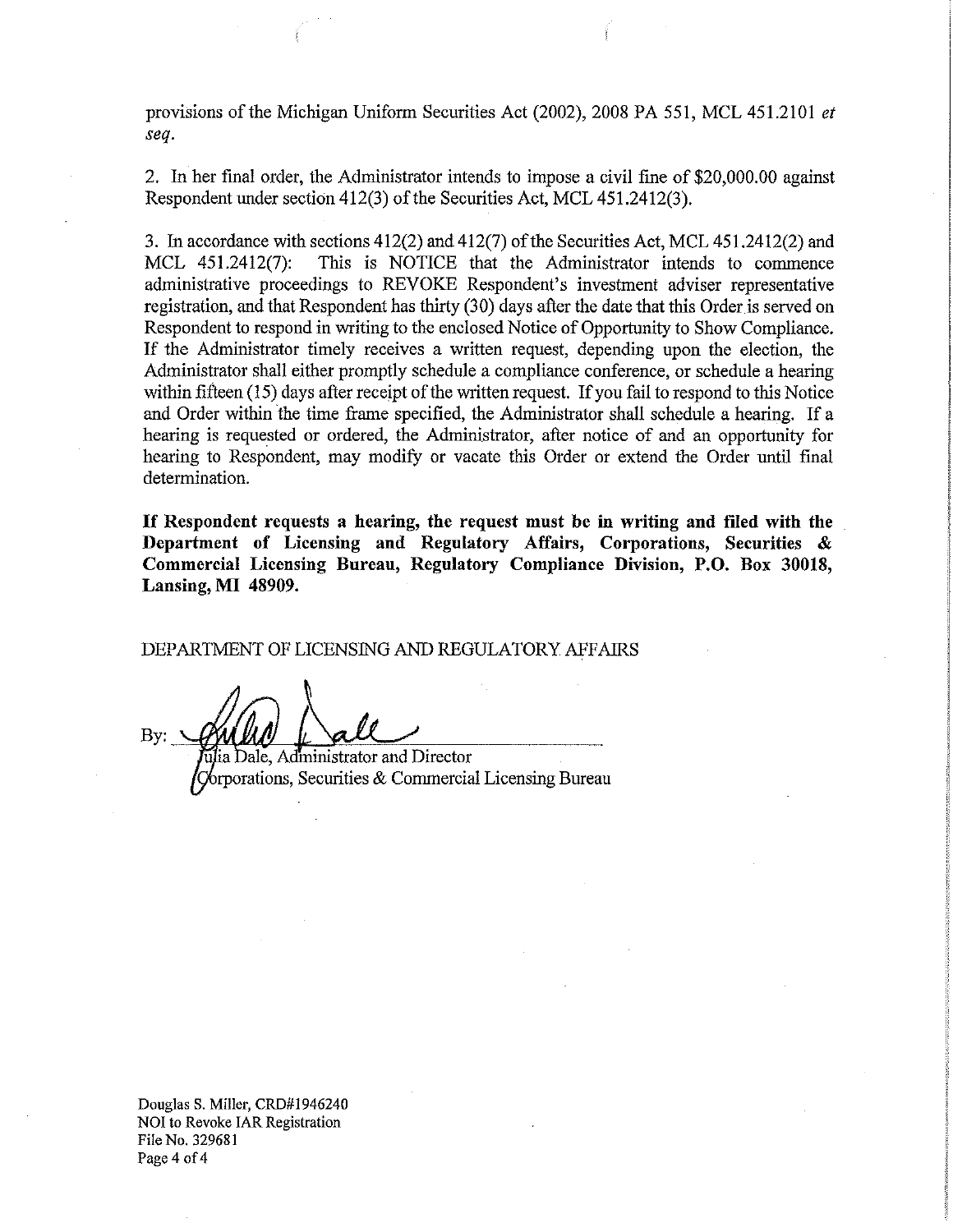provisions of the Michigan Uniform Securities Act (2002), 2008 PA 551, MCL 451.2101 *et seq*.

2. In her final order, the Administrator intends to impose a civil fine of $20,000.00 against Respondent under section 412(3) of the Securities Act, MCL 451.2412(3).

3. In accordance with sections 412(2) and 412(7) of the Securities Act, MCL 451.2412(2) and MCL 451.2412(7): This is NOTICE that the Administrator intends to commence administrative proceedings to REVOKE Respondent's investment adviser representative registration, and that Respondent has thirty (30) days after the date that this Order is served on Respondent to respond in writing to the enclosed Notice of Opportunity to Show Compliance. If the Administrator timely receives a written request, depending upon the election, the Administrator shall either promptly schedule a compliance conference, or schedule a hearing within fifteen (15) days after receipt of the written request. If you fail to respond to this Notice and Order within the time frame specified, the Administrator shall schedule a hearing. If a hearing is requested or ordered, the Administrator, after notice of and an opportunity for hearing to Respondent, may modify or vacate this Order or extend the Order until final determination.

**If Respondent requests a hearing, the request must be in writing and filed with the Department of Licensing and Regulatory Affairs, Corporations, Securities & Commercial Licensing Bureau, Regulatory Compliance Division, P.O. Box 30018, Lansing, MI 48909.**

DEPARTMENT OF LICENSING AND REGULATORY AFFAIRS

By: ______________________
Julia Dale, Administrator and Director
Corporations, Securities & Commercial Licensing Bureau

Douglas S. Miller, CRD#1946240
NOI to Revoke IAR Registration
File No. 329681